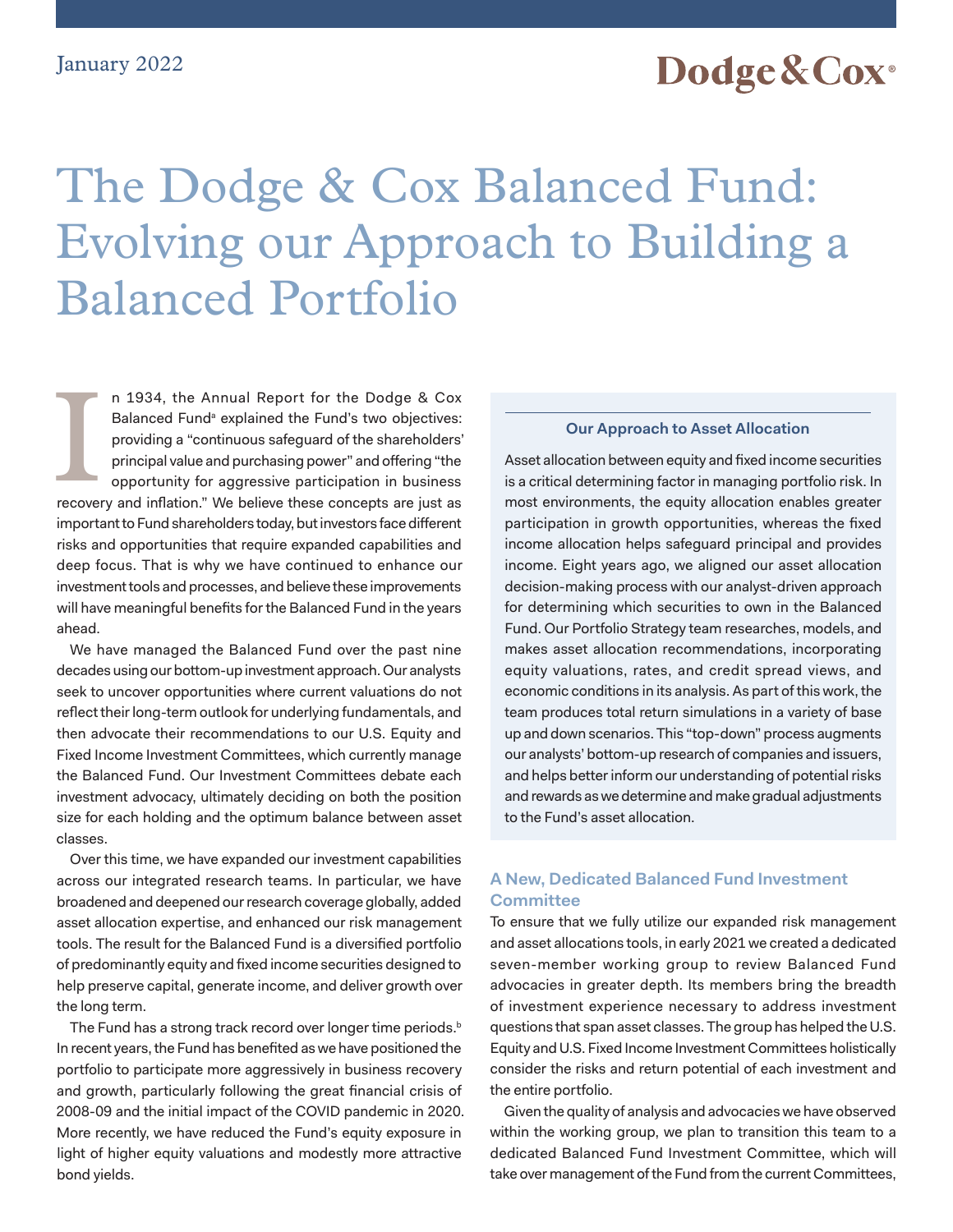January 2022

Dodge & Cox

# The Dodge & Cox Balanced Fund: Evolving our Approach to Building a Balanced Portfolio

In 1934, the Annual Report for the Dodge & Cox Balanced Fund[a] explained the Fund's two objectives: providing a "continuous safeguard of the shareholders' principal value and purchasing power" and offering "the opportunity for aggressive participation in business recovery and inflation." We believe these concepts are just as important to Fund shareholders today, but investors face different risks and opportunities that require expanded capabilities and deep focus. That is why we have continued to enhance our investment tools and processes, and believe these improvements will have meaningful benefits for the Balanced Fund in the years ahead.

We have managed the Balanced Fund over the past nine decades using our bottom-up investment approach. Our analysts seek to uncover opportunities where current valuations do not reflect their long-term outlook for underlying fundamentals, and then advocate their recommendations to our U.S. Equity and Fixed Income Investment Committees, which currently manage the Balanced Fund. Our Investment Committees debate each investment advocacy, ultimately deciding on both the position size for each holding and the optimum balance between asset classes.

Over this time, we have expanded our investment capabilities across our integrated research teams. In particular, we have broadened and deepened our research coverage globally, added asset allocation expertise, and enhanced our risk management tools. The result for the Balanced Fund is a diversified portfolio of predominantly equity and fixed income securities designed to help preserve capital, generate income, and deliver growth over the long term.

The Fund has a strong track record over longer time periods.[b] In recent years, the Fund has benefited as we have positioned the portfolio to participate more aggressively in business recovery and growth, particularly following the great financial crisis of 2008-09 and the initial impact of the COVID pandemic in 2020. More recently, we have reduced the Fund's equity exposure in light of higher equity valuations and modestly more attractive bond yields.

**Our Approach to Asset Allocation**

Asset allocation between equity and fixed income securities is a critical determining factor in managing portfolio risk. In most environments, the equity allocation enables greater participation in growth opportunities, whereas the fixed income allocation helps safeguard principal and provides income. Eight years ago, we aligned our asset allocation decision-making process with our analyst-driven approach for determining which securities to own in the Balanced Fund. Our Portfolio Strategy team researches, models, and makes asset allocation recommendations, incorporating equity valuations, rates, and credit spread views, and economic conditions in its analysis. As part of this work, the team produces total return simulations in a variety of base up and down scenarios. This "top-down" process augments our analysts' bottom-up research of companies and issuers, and helps better inform our understanding of potential risks and rewards as we determine and make gradual adjustments to the Fund's asset allocation.

## A New, Dedicated Balanced Fund Investment Committee

To ensure that we fully utilize our expanded risk management and asset allocations tools, in early 2021 we created a dedicated seven-member working group to review Balanced Fund advocacies in greater depth. Its members bring the breadth of investment experience necessary to address investment questions that span asset classes. The group has helped the U.S. Equity and U.S. Fixed Income Investment Committees holistically consider the risks and return potential of each investment and the entire portfolio.

Given the quality of analysis and advocacies we have observed within the working group, we plan to transition this team to a dedicated Balanced Fund Investment Committee, which will take over management of the Fund from the current Committees,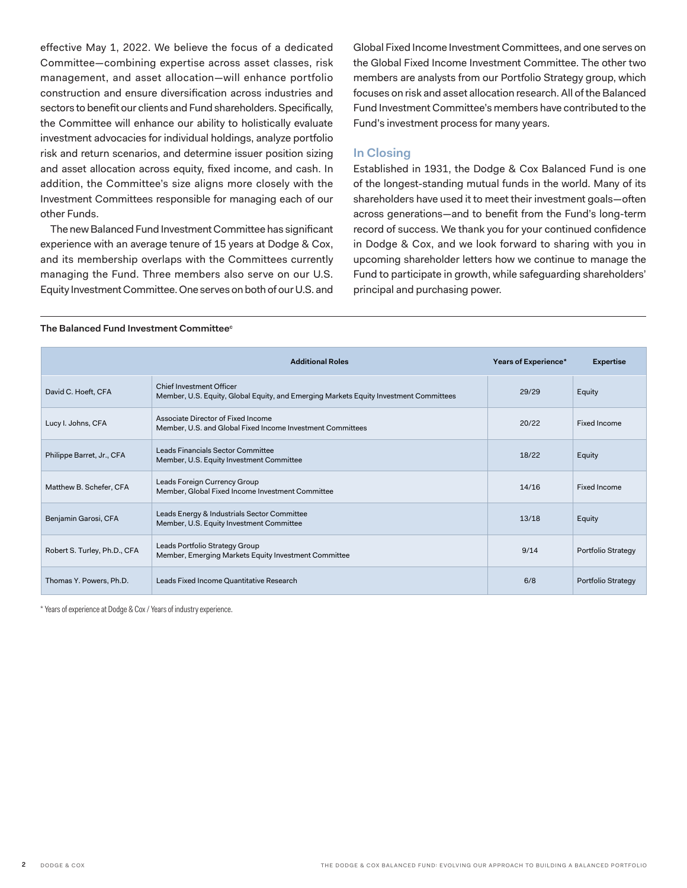effective May 1, 2022. We believe the focus of a dedicated Committee—combining expertise across asset classes, risk management, and asset allocation—will enhance portfolio construction and ensure diversification across industries and sectors to benefit our clients and Fund shareholders. Specifically, the Committee will enhance our ability to holistically evaluate investment advocacies for individual holdings, analyze portfolio risk and return scenarios, and determine issuer position sizing and asset allocation across equity, fixed income, and cash. In addition, the Committee's size aligns more closely with the Investment Committees responsible for managing each of our other Funds.

The new Balanced Fund Investment Committee has significant experience with an average tenure of 15 years at Dodge & Cox, and its membership overlaps with the Committees currently managing the Fund. Three members also serve on our U.S. Equity Investment Committee. One serves on both of our U.S. and Global Fixed Income Investment Committees, and one serves on the Global Fixed Income Investment Committee. The other two members are analysts from our Portfolio Strategy group, which focuses on risk and asset allocation research. All of the Balanced Fund Investment Committee's members have contributed to the Fund's investment process for many years.

## In Closing

Established in 1931, the Dodge & Cox Balanced Fund is one of the longest-standing mutual funds in the world. Many of its shareholders have used it to meet their investment goals—often across generations—and to benefit from the Fund's long-term record of success. We thank you for your continued confidence in Dodge & Cox, and we look forward to sharing with you in upcoming shareholder letters how we continue to manage the Fund to participate in growth, while safeguarding shareholders' principal and purchasing power.

**The Balanced Fund Investment Committee**[c]

| | Additional Roles | Years of Experience* | Expertise |
|---|---|---|---|
| David C. Hoeft, CFA | Chief Investment Officer<br>Member, U.S. Equity, Global Equity, and Emerging Markets Equity Investment Committees | 29/29 | Equity |
| Lucy I. Johns, CFA | Associate Director of Fixed Income<br>Member, U.S. and Global Fixed Income Investment Committees | 20/22 | Fixed Income |
| Philippe Barret, Jr., CFA | Leads Financials Sector Committee<br>Member, U.S. Equity Investment Committee | 18/22 | Equity |
| Matthew B. Schefer, CFA | Leads Foreign Currency Group<br>Member, Global Fixed Income Investment Committee | 14/16 | Fixed Income |
| Benjamin Garosi, CFA | Leads Energy & Industrials Sector Committee<br>Member, U.S. Equity Investment Committee | 13/18 | Equity |
| Robert S. Turley, Ph.D., CFA | Leads Portfolio Strategy Group<br>Member, Emerging Markets Equity Investment Committee | 9/14 | Portfolio Strategy |
| Thomas Y. Powers, Ph.D. | Leads Fixed Income Quantitative Research | 6/8 | Portfolio Strategy |

\* Years of experience at Dodge & Cox / Years of industry experience.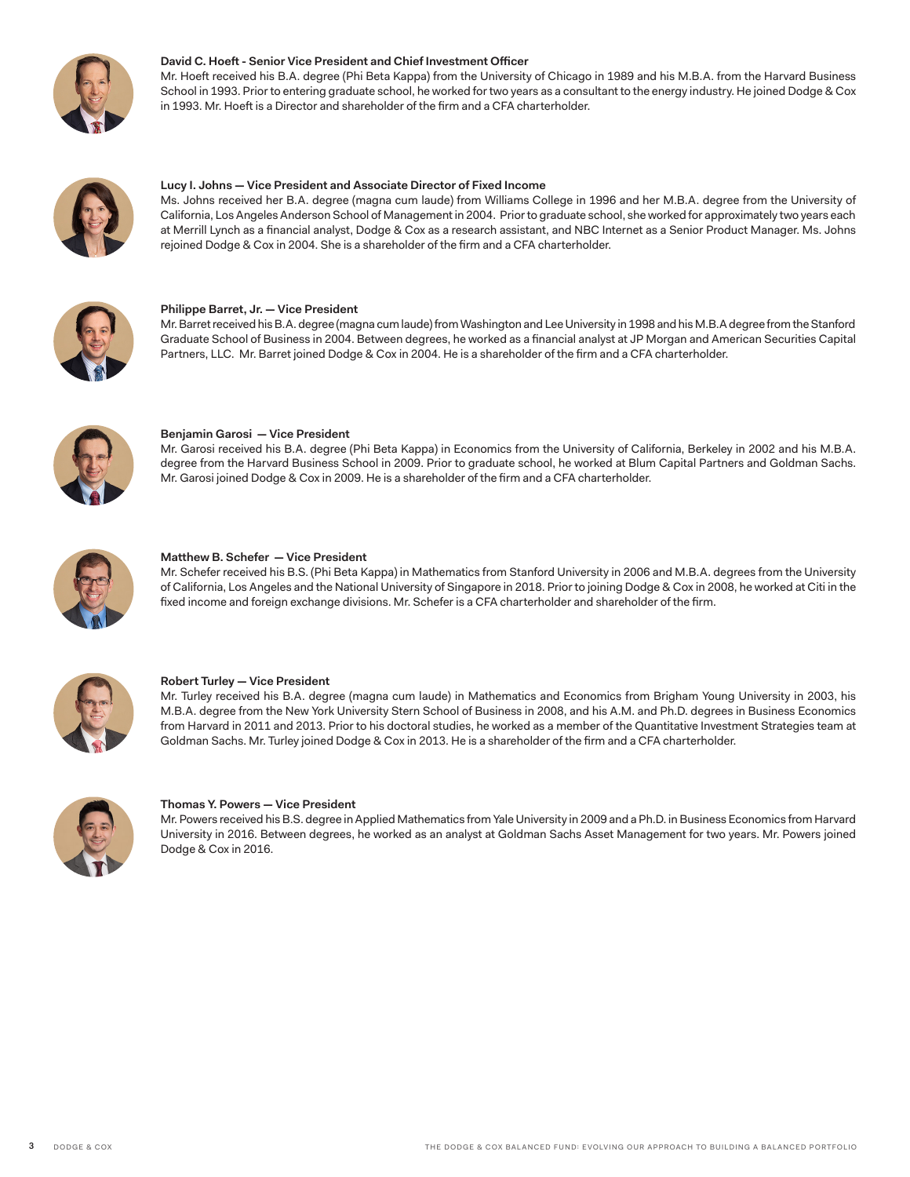**David C. Hoeft - Senior Vice President and Chief Investment Officer**
Mr. Hoeft received his B.A. degree (Phi Beta Kappa) from the University of Chicago in 1989 and his M.B.A. from the Harvard Business School in 1993. Prior to entering graduate school, he worked for two years as a consultant to the energy industry. He joined Dodge & Cox in 1993. Mr. Hoeft is a Director and shareholder of the firm and a CFA charterholder.

**Lucy I. Johns — Vice President and Associate Director of Fixed Income**
Ms. Johns received her B.A. degree (magna cum laude) from Williams College in 1996 and her M.B.A. degree from the University of California, Los Angeles Anderson School of Management in 2004. Prior to graduate school, she worked for approximately two years each at Merrill Lynch as a financial analyst, Dodge & Cox as a research assistant, and NBC Internet as a Senior Product Manager. Ms. Johns rejoined Dodge & Cox in 2004. She is a shareholder of the firm and a CFA charterholder.

**Philippe Barret, Jr. — Vice President**
Mr. Barret received his B.A. degree (magna cum laude) from Washington and Lee University in 1998 and his M.B.A degree from the Stanford Graduate School of Business in 2004. Between degrees, he worked as a financial analyst at JP Morgan and American Securities Capital Partners, LLC. Mr. Barret joined Dodge & Cox in 2004. He is a shareholder of the firm and a CFA charterholder.

**Benjamin Garosi — Vice President**
Mr. Garosi received his B.A. degree (Phi Beta Kappa) in Economics from the University of California, Berkeley in 2002 and his M.B.A. degree from the Harvard Business School in 2009. Prior to graduate school, he worked at Blum Capital Partners and Goldman Sachs. Mr. Garosi joined Dodge & Cox in 2009. He is a shareholder of the firm and a CFA charterholder.

**Matthew B. Schefer — Vice President**
Mr. Schefer received his B.S. (Phi Beta Kappa) in Mathematics from Stanford University in 2006 and M.B.A. degrees from the University of California, Los Angeles and the National University of Singapore in 2018. Prior to joining Dodge & Cox in 2008, he worked at Citi in the fixed income and foreign exchange divisions. Mr. Schefer is a CFA charterholder and shareholder of the firm.

**Robert Turley — Vice President**
Mr. Turley received his B.A. degree (magna cum laude) in Mathematics and Economics from Brigham Young University in 2003, his M.B.A. degree from the New York University Stern School of Business in 2008, and his A.M. and Ph.D. degrees in Business Economics from Harvard in 2011 and 2013. Prior to his doctoral studies, he worked as a member of the Quantitative Investment Strategies team at Goldman Sachs. Mr. Turley joined Dodge & Cox in 2013. He is a shareholder of the firm and a CFA charterholder.

**Thomas Y. Powers — Vice President**
Mr. Powers received his B.S. degree in Applied Mathematics from Yale University in 2009 and a Ph.D. in Business Economics from Harvard University in 2016. Between degrees, he worked as an analyst at Goldman Sachs Asset Management for two years. Mr. Powers joined Dodge & Cox in 2016.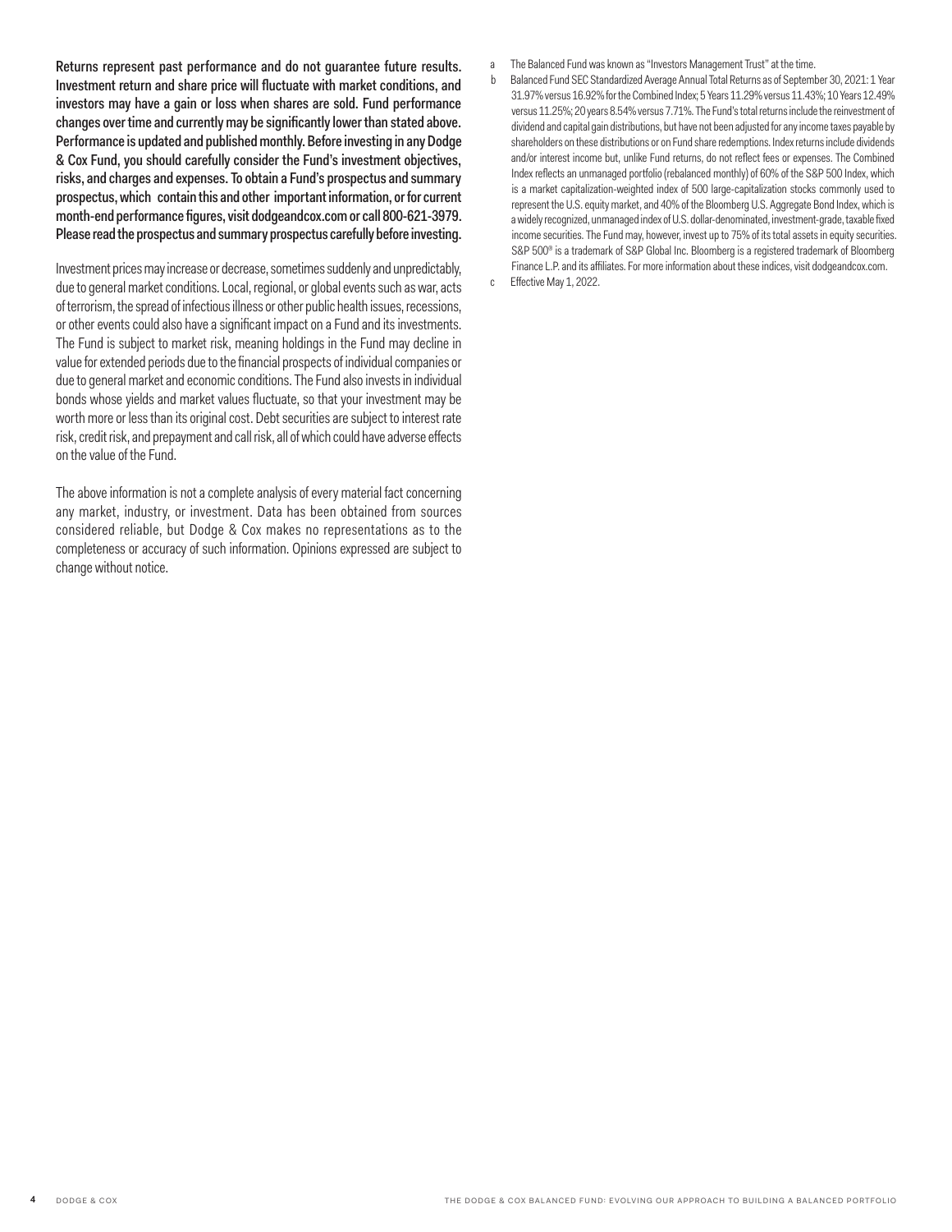**Returns represent past performance and do not guarantee future results. Investment return and share price will fluctuate with market conditions, and investors may have a gain or loss when shares are sold. Fund performance changes over time and currently may be significantly lower than stated above. Performance is updated and published monthly. Before investing in any Dodge & Cox Fund, you should carefully consider the Fund's investment objectives, risks, and charges and expenses. To obtain a Fund's prospectus and summary prospectus, which contain this and other important information, or for current month-end performance figures, visit dodgeandcox.com or call 800-621-3979. Please read the prospectus and summary prospectus carefully before investing.**

Investment prices may increase or decrease, sometimes suddenly and unpredictably, due to general market conditions. Local, regional, or global events such as war, acts of terrorism, the spread of infectious illness or other public health issues, recessions, or other events could also have a significant impact on a Fund and its investments. The Fund is subject to market risk, meaning holdings in the Fund may decline in value for extended periods due to the financial prospects of individual companies or due to general market and economic conditions. The Fund also invests in individual bonds whose yields and market values fluctuate, so that your investment may be worth more or less than its original cost. Debt securities are subject to interest rate risk, credit risk, and prepayment and call risk, all of which could have adverse effects on the value of the Fund.

The above information is not a complete analysis of every material fact concerning any market, industry, or investment. Data has been obtained from sources considered reliable, but Dodge & Cox makes no representations as to the completeness or accuracy of such information. Opinions expressed are subject to change without notice.

a The Balanced Fund was known as "Investors Management Trust" at the time.

b Balanced Fund SEC Standardized Average Annual Total Returns as of September 30, 2021: 1 Year 31.97% versus 16.92% for the Combined Index; 5 Years 11.29% versus 11.43%; 10 Years 12.49% versus 11.25%; 20 years 8.54% versus 7.71%. The Fund's total returns include the reinvestment of dividend and capital gain distributions, but have not been adjusted for any income taxes payable by shareholders on these distributions or on Fund share redemptions. Index returns include dividends and/or interest income but, unlike Fund returns, do not reflect fees or expenses. The Combined Index reflects an unmanaged portfolio (rebalanced monthly) of 60% of the S&P 500 Index, which is a market capitalization-weighted index of 500 large-capitalization stocks commonly used to represent the U.S. equity market, and 40% of the Bloomberg U.S. Aggregate Bond Index, which is a widely recognized, unmanaged index of U.S. dollar-denominated, investment-grade, taxable fixed income securities. The Fund may, however, invest up to 75% of its total assets in equity securities. S&P 500® is a trademark of S&P Global Inc. Bloomberg is a registered trademark of Bloomberg Finance L.P. and its affiliates. For more information about these indices, visit dodgeandcox.com.

c Effective May 1, 2022.